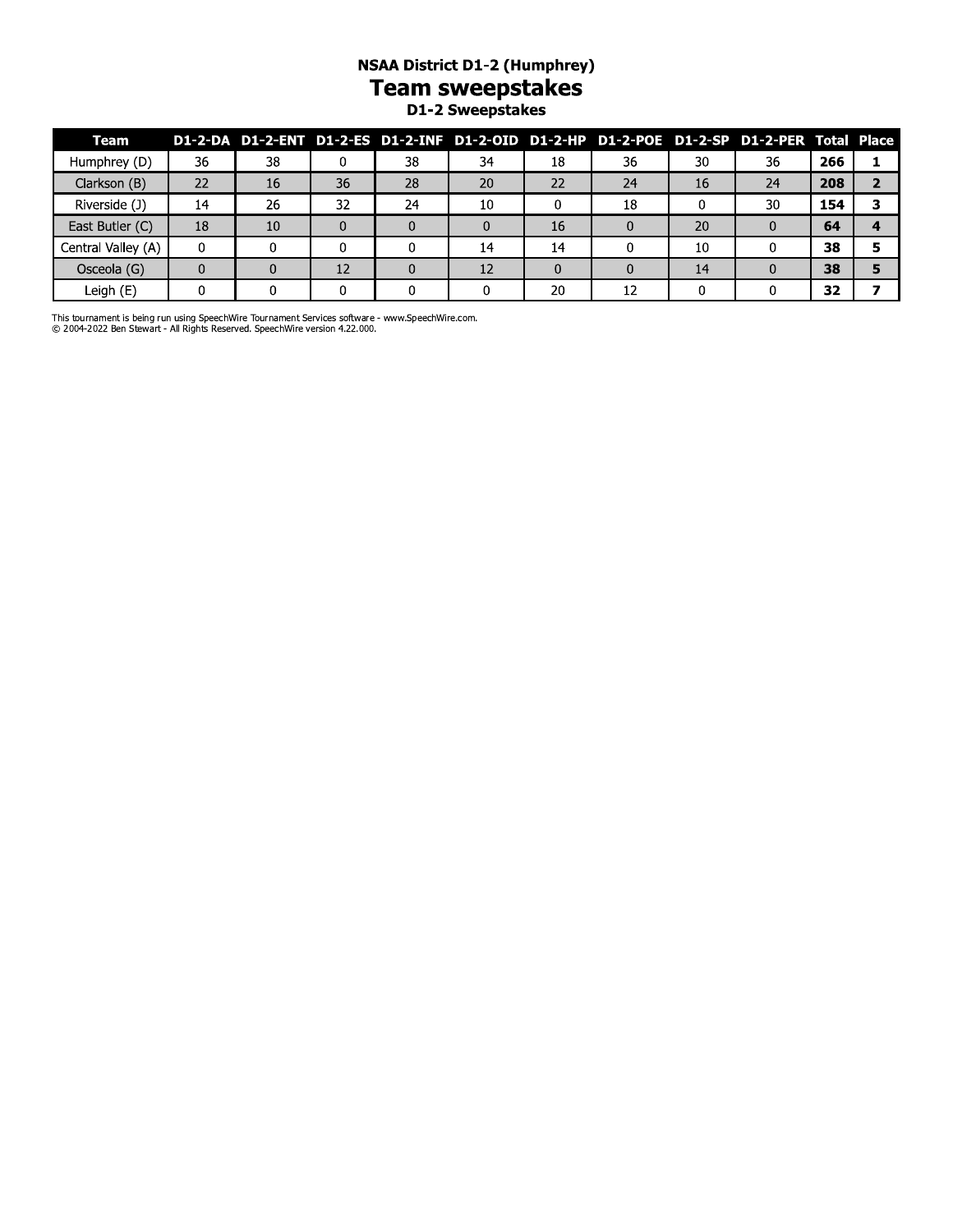# NSAA District D1-2 (Humphrey)

## Team sweepstakes

### D1-2 Sweepstakes

| Team | D1-2-DA | D1-2-ENT | D1-2-ES | D1-2-INF | D1-2-OID | D1-2-HP | D1-2-POE | D1-2-SP | D1-2-PER | Total | Place |
|---|---|---|---|---|---|---|---|---|---|---|---|
| Humphrey (D) | 36 | 38 | 0 | 38 | 34 | 18 | 36 | 30 | 36 | **266** | **1** |
| Clarkson (B) | 22 | 16 | 36 | 28 | 20 | 22 | 24 | 16 | 24 | **208** | **2** |
| Riverside (J) | 14 | 26 | 32 | 24 | 10 | 0 | 18 | 0 | 30 | **154** | **3** |
| East Butler (C) | 18 | 10 | 0 | 0 | 0 | 16 | 0 | 20 | 0 | **64** | **4** |
| Central Valley (A) | 0 | 0 | 0 | 0 | 14 | 14 | 0 | 10 | 0 | **38** | **5** |
| Osceola (G) | 0 | 0 | 12 | 0 | 12 | 0 | 0 | 14 | 0 | **38** | **5** |
| Leigh (E) | 0 | 0 | 0 | 0 | 0 | 20 | 12 | 0 | 0 | **32** | **7** |

This tournament is being run using SpeechWire Tournament Services software - www.SpeechWire.com.
© 2004-2022 Ben Stewart - All Rights Reserved. SpeechWire version 4.22.000.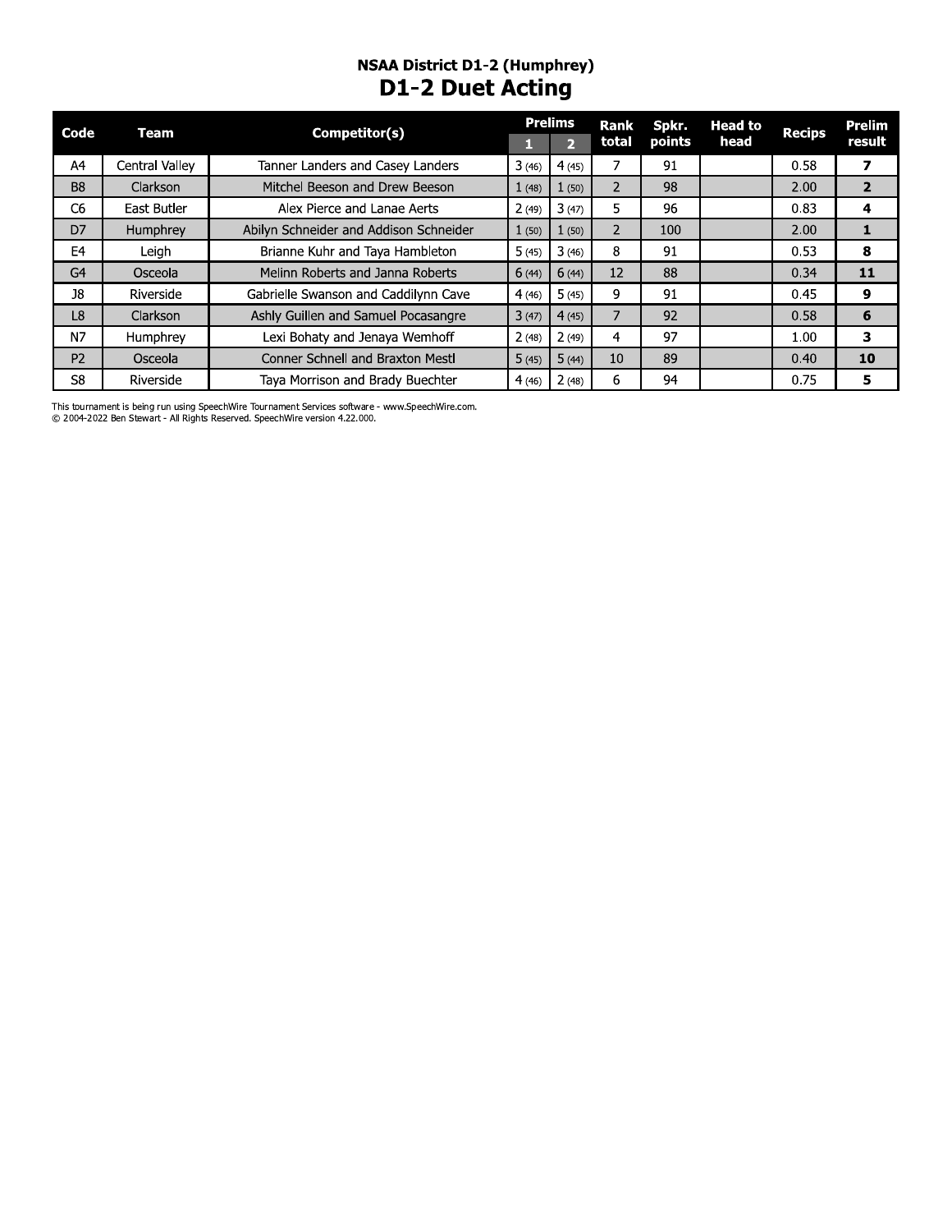## NSAA District D1-2 (Humphrey)

# D1-2 Duet Acting

| Code | Team | Competitor(s) | Prelims | | Rank total | Spkr. points | Head to head | Recips | Prelim result |
|---|---|---|---|---|---|---|---|---|---|
| | | | 1 | 2 | | | | | |
| A4 | Central Valley | Tanner Landers and Casey Landers | 3 (46) | 4 (45) | 7 | 91 | | 0.58 | **7** |
| B8 | Clarkson | Mitchel Beeson and Drew Beeson | 1 (48) | 1 (50) | 2 | 98 | | 2.00 | **2** |
| C6 | East Butler | Alex Pierce and Lanae Aerts | 2 (49) | 3 (47) | 5 | 96 | | 0.83 | **4** |
| D7 | Humphrey | Abilyn Schneider and Addison Schneider | 1 (50) | 1 (50) | 2 | 100 | | 2.00 | **1** |
| E4 | Leigh | Brianne Kuhr and Taya Hambleton | 5 (45) | 3 (46) | 8 | 91 | | 0.53 | **8** |
| G4 | Osceola | Melinn Roberts and Janna Roberts | 6 (44) | 6 (44) | 12 | 88 | | 0.34 | **11** |
| J8 | Riverside | Gabrielle Swanson and Caddilynn Cave | 4 (46) | 5 (45) | 9 | 91 | | 0.45 | **9** |
| L8 | Clarkson | Ashly Guillen and Samuel Pocasangre | 3 (47) | 4 (45) | 7 | 92 | | 0.58 | **6** |
| N7 | Humphrey | Lexi Bohaty and Jenaya Wemhoff | 2 (48) | 2 (49) | 4 | 97 | | 1.00 | **3** |
| P2 | Osceola | Conner Schnell and Braxton Mestl | 5 (45) | 5 (44) | 10 | 89 | | 0.40 | **10** |
| S8 | Riverside | Taya Morrison and Brady Buechter | 4 (46) | 2 (48) | 6 | 94 | | 0.75 | **5** |

This tournament is being run using SpeechWire Tournament Services software - www.SpeechWire.com.
© 2004-2022 Ben Stewart - All Rights Reserved. SpeechWire version 4.22.000.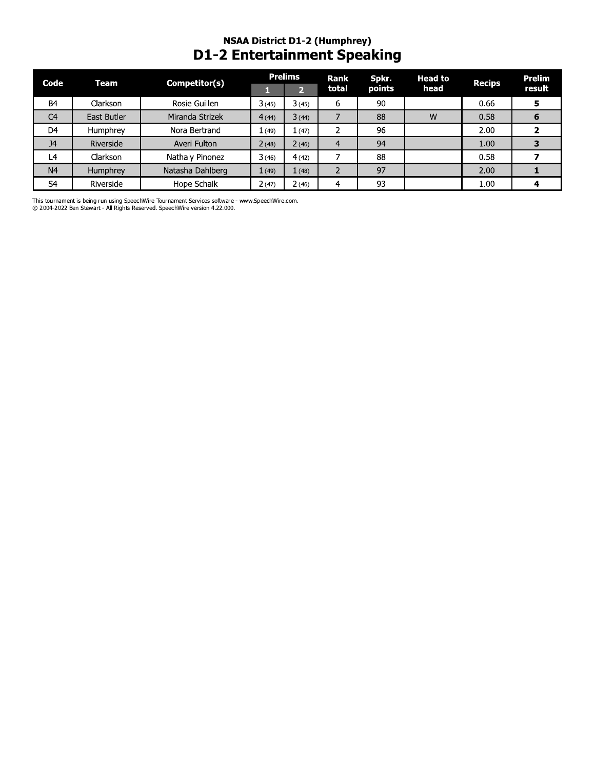### NSAA District D1-2 (Humphrey)

# D1-2 Entertainment Speaking

| Code | Team | Competitor(s) | Prelims | | Rank total | Spkr. points | Head to head | Recips | Prelim result |
|---|---|---|---|---|---|---|---|---|---|
| | | | 1 | 2 | | | | | |
| B4 | Clarkson | Rosie Guillen | 3 (45) | 3 (45) | 6 | 90 | | 0.66 | **5** |
| C4 | East Butler | Miranda Strizek | 4 (44) | 3 (44) | 7 | 88 | W | 0.58 | **6** |
| D4 | Humphrey | Nora Bertrand | 1 (49) | 1 (47) | 2 | 96 | | 2.00 | **2** |
| J4 | Riverside | Averi Fulton | 2 (48) | 2 (46) | 4 | 94 | | 1.00 | **3** |
| L4 | Clarkson | Nathaly Pinonez | 3 (46) | 4 (42) | 7 | 88 | | 0.58 | **7** |
| N4 | Humphrey | Natasha Dahlberg | 1 (49) | 1 (48) | 2 | 97 | | 2.00 | **1** |
| S4 | Riverside | Hope Schalk | 2 (47) | 2 (46) | 4 | 93 | | 1.00 | **4** |

This tournament is being run using SpeechWire Tournament Services software - www.SpeechWire.com.
© 2004-2022 Ben Stewart - All Rights Reserved. SpeechWire version 4.22.000.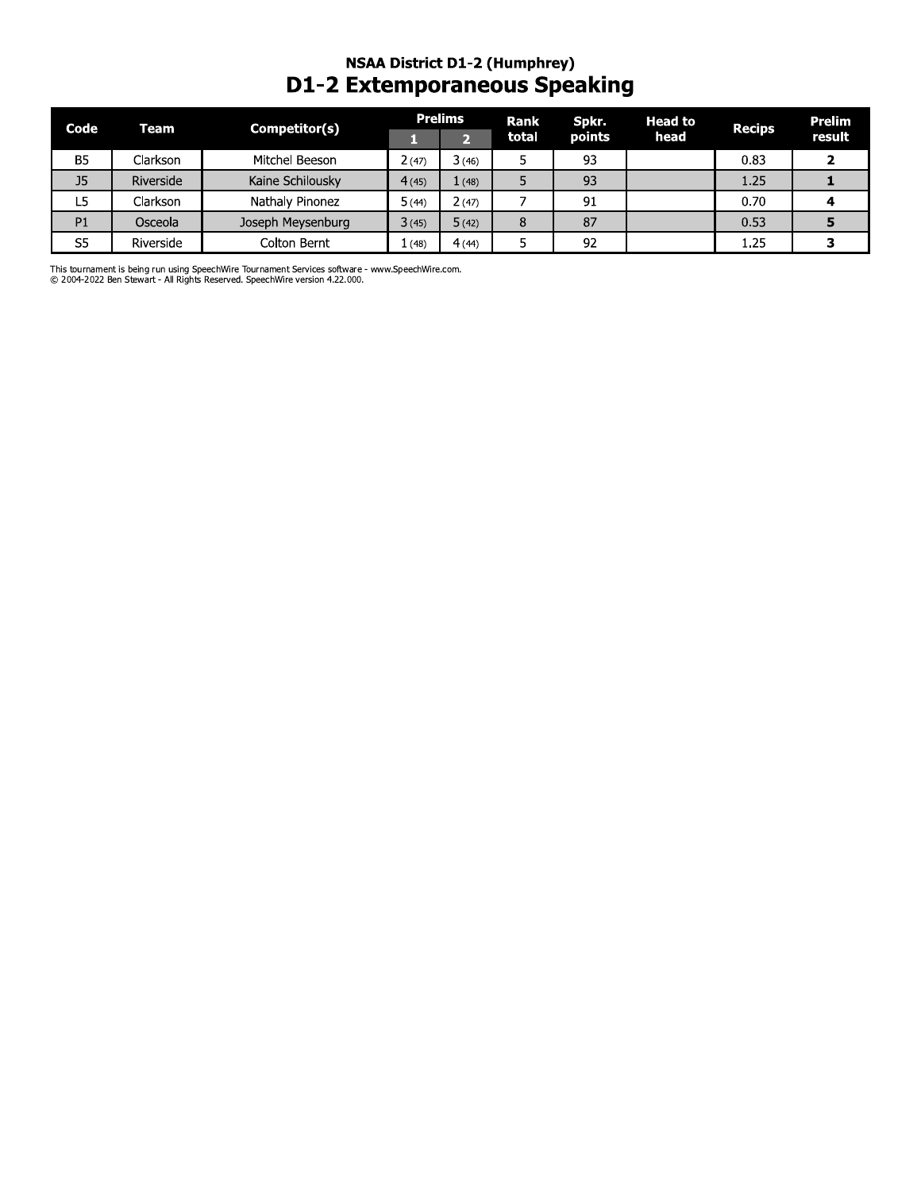## NSAA District D1-2 (Humphrey)

# D1-2 Extemporaneous Speaking

| Code | Team | Competitor(s) | Prelims | | Rank total | Spkr. points | Head to head | Recips | Prelim result |
|---|---|---|---|---|---|---|---|---|---|
| | | | 1 | 2 | | | | | |
| B5 | Clarkson | Mitchel Beeson | 2 (47) | 3 (46) | 5 | 93 | | 0.83 | **2** |
| J5 | Riverside | Kaine Schilousky | 4 (45) | 1 (48) | 5 | 93 | | 1.25 | **1** |
| L5 | Clarkson | Nathaly Pinonez | 5 (44) | 2 (47) | 7 | 91 | | 0.70 | **4** |
| P1 | Osceola | Joseph Meysenburg | 3 (45) | 5 (42) | 8 | 87 | | 0.53 | **5** |
| S5 | Riverside | Colton Bernt | 1 (48) | 4 (44) | 5 | 92 | | 1.25 | **3** |

This tournament is being run using SpeechWire Tournament Services software - www.SpeechWire.com.
© 2004-2022 Ben Stewart - All Rights Reserved. SpeechWire version 4.22.000.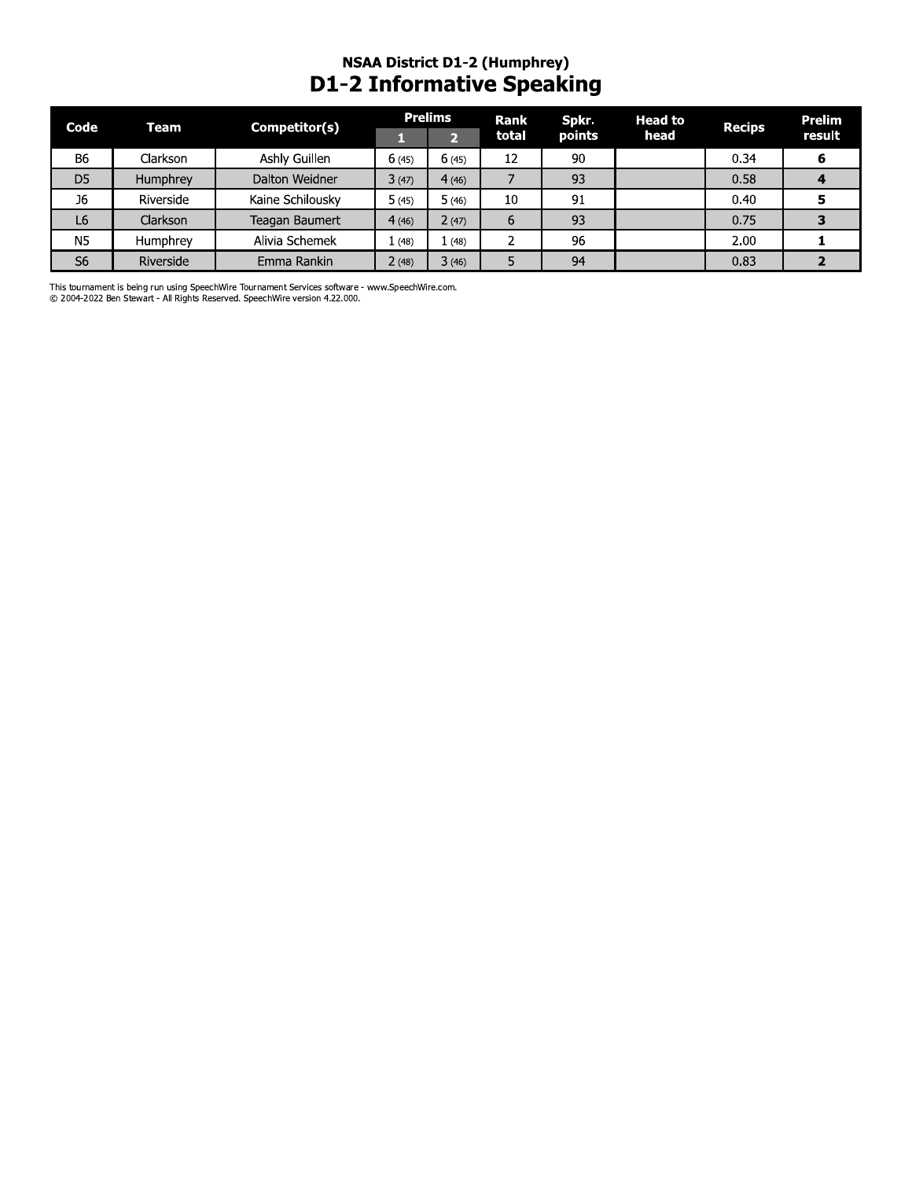### NSAA District D1-2 (Humphrey)

# D1-2 Informative Speaking

| Code | Team | Competitor(s) | Prelims | | Rank total | Spkr. points | Head to head | Recips | Prelim result |
|---|---|---|---|---|---|---|---|---|---|
| | | | 1 | 2 | | | | | |
| B6 | Clarkson | Ashly Guillen | 6 (45) | 6 (45) | 12 | 90 | | 0.34 | **6** |
| D5 | Humphrey | Dalton Weidner | 3 (47) | 4 (46) | 7 | 93 | | 0.58 | **4** |
| J6 | Riverside | Kaine Schilousky | 5 (45) | 5 (46) | 10 | 91 | | 0.40 | **5** |
| L6 | Clarkson | Teagan Baumert | 4 (46) | 2 (47) | 6 | 93 | | 0.75 | **3** |
| N5 | Humphrey | Alivia Schemek | 1 (48) | 1 (48) | 2 | 96 | | 2.00 | **1** |
| S6 | Riverside | Emma Rankin | 2 (48) | 3 (46) | 5 | 94 | | 0.83 | **2** |

This tournament is being run using SpeechWire Tournament Services software - www.SpeechWire.com.
© 2004-2022 Ben Stewart - All Rights Reserved. SpeechWire version 4.22.000.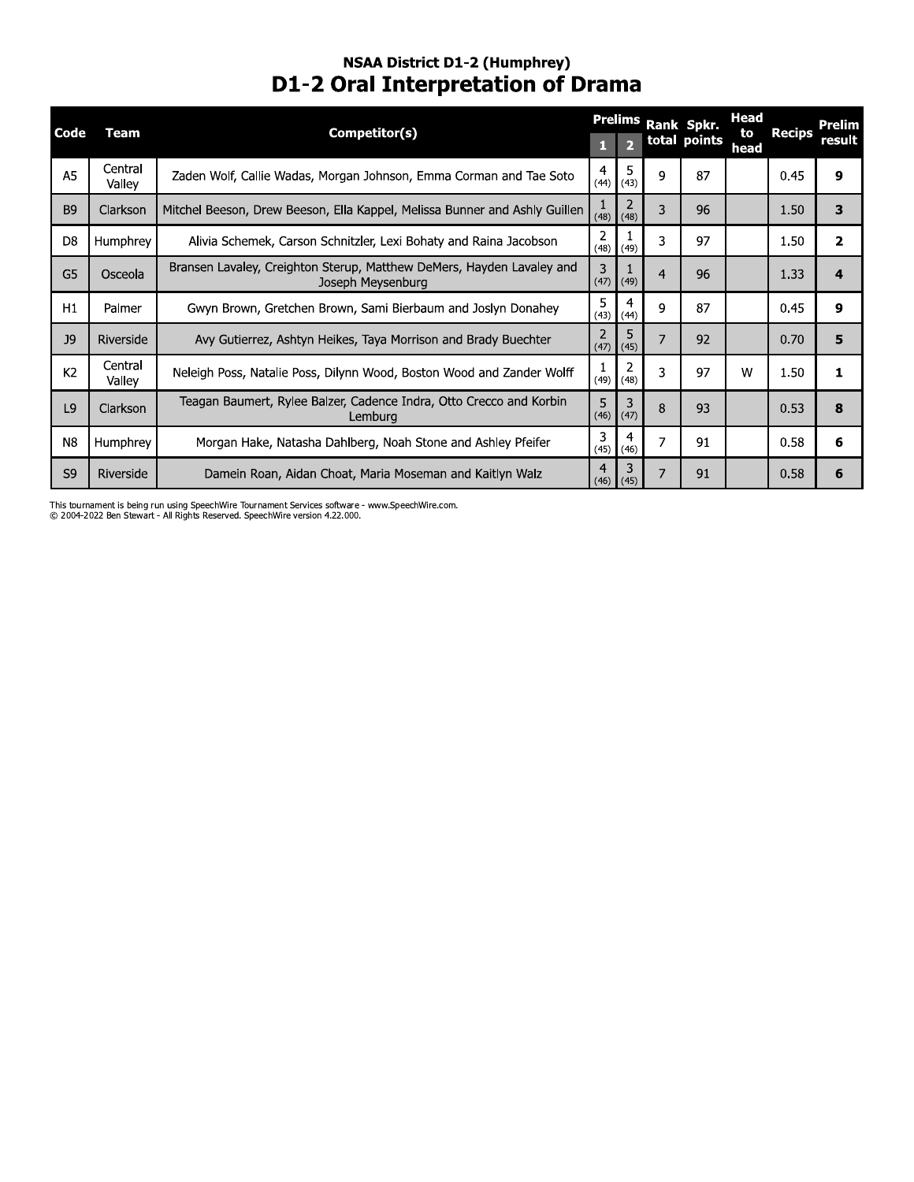## NSAA District D1-2 (Humphrey)

# D1-2 Oral Interpretation of Drama

| Code | Team | Competitor(s) | Prelims 1 | Prelims 2 | Rank total | Spkr. points | Head to head | Recips | Prelim result |
|---|---|---|---|---|---|---|---|---|---|
| A5 | Central Valley | Zaden Wolf, Callie Wadas, Morgan Johnson, Emma Corman and Tae Soto | 4 (44) | 5 (43) | 9 | 87 | | 0.45 | **9** |
| B9 | Clarkson | Mitchel Beeson, Drew Beeson, Ella Kappel, Melissa Bunner and Ashly Guillen | 1 (48) | 2 (48) | 3 | 96 | | 1.50 | **3** |
| D8 | Humphrey | Alivia Schemek, Carson Schnitzler, Lexi Bohaty and Raina Jacobson | 2 (48) | 1 (49) | 3 | 97 | | 1.50 | **2** |
| G5 | Osceola | Bransen Lavaley, Creighton Sterup, Matthew DeMers, Hayden Lavaley and Joseph Meysenburg | 3 (47) | 1 (49) | 4 | 96 | | 1.33 | **4** |
| H1 | Palmer | Gwyn Brown, Gretchen Brown, Sami Bierbaum and Joslyn Donahey | 5 (43) | 4 (44) | 9 | 87 | | 0.45 | **9** |
| J9 | Riverside | Avy Gutierrez, Ashtyn Heikes, Taya Morrison and Brady Buechter | 2 (47) | 5 (45) | 7 | 92 | | 0.70 | **5** |
| K2 | Central Valley | Neleigh Poss, Natalie Poss, Dilynn Wood, Boston Wood and Zander Wolff | 1 (49) | 2 (48) | 3 | 97 | W | 1.50 | **1** |
| L9 | Clarkson | Teagan Baumert, Rylee Balzer, Cadence Indra, Otto Crecco and Korbin Lemburg | 5 (46) | 3 (47) | 8 | 93 | | 0.53 | **8** |
| N8 | Humphrey | Morgan Hake, Natasha Dahlberg, Noah Stone and Ashley Pfeifer | 3 (45) | 4 (46) | 7 | 91 | | 0.58 | **6** |
| S9 | Riverside | Damein Roan, Aidan Choat, Maria Moseman and Kaitlyn Walz | 4 (46) | 3 (45) | 7 | 91 | | 0.58 | **6** |

This tournament is being run using SpeechWire Tournament Services software - www.SpeechWire.com.
© 2004-2022 Ben Stewart - All Rights Reserved. SpeechWire version 4.22.000.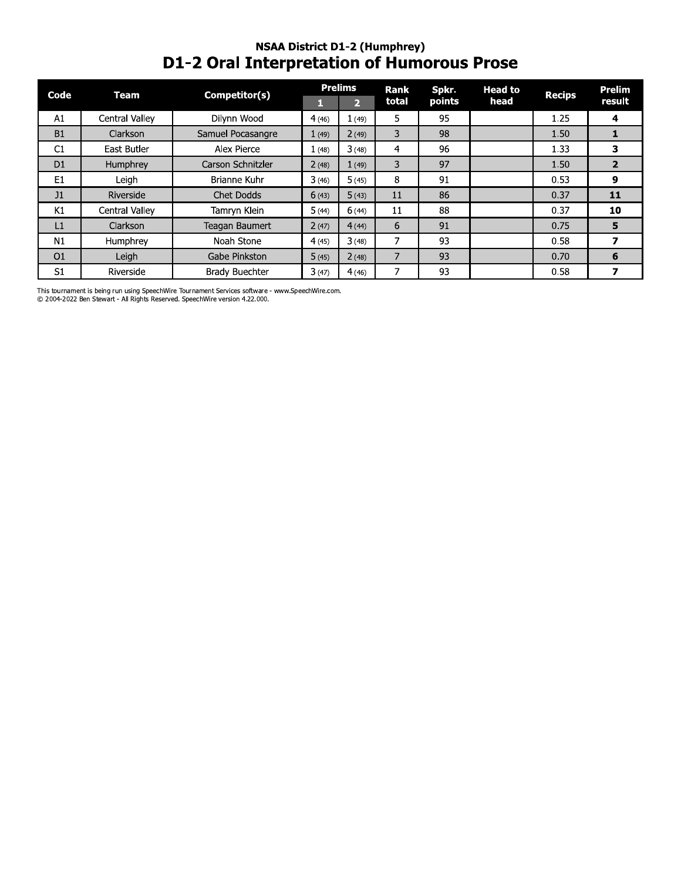### NSAA District D1-2 (Humphrey)

# D1-2 Oral Interpretation of Humorous Prose

| Code | Team | Competitor(s) | Prelims | | Rank total | Spkr. points | Head to head | Recips | Prelim result |
|---|---|---|---|---|---|---|---|---|---|
| | | | 1 | 2 | | | | | |
| A1 | Central Valley | Dilynn Wood | 4 (46) | 1 (49) | 5 | 95 | | 1.25 | **4** |
| B1 | Clarkson | Samuel Pocasangre | 1 (49) | 2 (49) | 3 | 98 | | 1.50 | **1** |
| C1 | East Butler | Alex Pierce | 1 (48) | 3 (48) | 4 | 96 | | 1.33 | **3** |
| D1 | Humphrey | Carson Schnitzler | 2 (48) | 1 (49) | 3 | 97 | | 1.50 | **2** |
| E1 | Leigh | Brianne Kuhr | 3 (46) | 5 (45) | 8 | 91 | | 0.53 | **9** |
| J1 | Riverside | Chet Dodds | 6 (43) | 5 (43) | 11 | 86 | | 0.37 | **11** |
| K1 | Central Valley | Tamryn Klein | 5 (44) | 6 (44) | 11 | 88 | | 0.37 | **10** |
| L1 | Clarkson | Teagan Baumert | 2 (47) | 4 (44) | 6 | 91 | | 0.75 | **5** |
| N1 | Humphrey | Noah Stone | 4 (45) | 3 (48) | 7 | 93 | | 0.58 | **7** |
| O1 | Leigh | Gabe Pinkston | 5 (45) | 2 (48) | 7 | 93 | | 0.70 | **6** |
| S1 | Riverside | Brady Buechter | 3 (47) | 4 (46) | 7 | 93 | | 0.58 | **7** |

This tournament is being run using SpeechWire Tournament Services software - www.SpeechWire.com.
© 2004-2022 Ben Stewart - All Rights Reserved. SpeechWire version 4.22.000.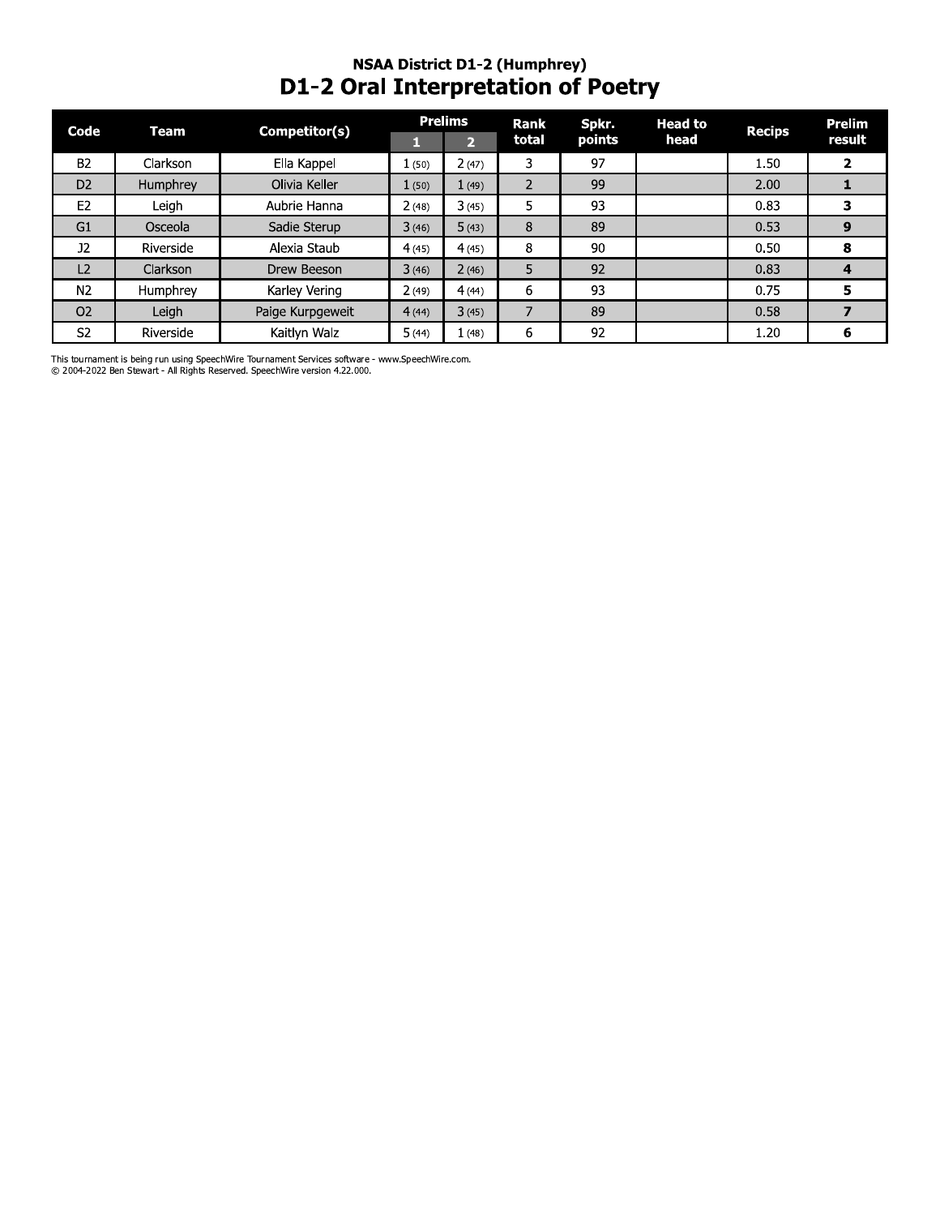### NSAA District D1-2 (Humphrey)

# D1-2 Oral Interpretation of Poetry

| Code | Team | Competitor(s) | Prelims | | Rank total | Spkr. points | Head to head | Recips | Prelim result |
|---|---|---|---|---|---|---|---|---|---|
| | | | 1 | 2 | | | | | |
| B2 | Clarkson | Ella Kappel | 1 (50) | 2 (47) | 3 | 97 | | 1.50 | **2** |
| D2 | Humphrey | Olivia Keller | 1 (50) | 1 (49) | 2 | 99 | | 2.00 | **1** |
| E2 | Leigh | Aubrie Hanna | 2 (48) | 3 (45) | 5 | 93 | | 0.83 | **3** |
| G1 | Osceola | Sadie Sterup | 3 (46) | 5 (43) | 8 | 89 | | 0.53 | **9** |
| J2 | Riverside | Alexia Staub | 4 (45) | 4 (45) | 8 | 90 | | 0.50 | **8** |
| L2 | Clarkson | Drew Beeson | 3 (46) | 2 (46) | 5 | 92 | | 0.83 | **4** |
| N2 | Humphrey | Karley Vering | 2 (49) | 4 (44) | 6 | 93 | | 0.75 | **5** |
| O2 | Leigh | Paige Kurpgeweit | 4 (44) | 3 (45) | 7 | 89 | | 0.58 | **7** |
| S2 | Riverside | Kaitlyn Walz | 5 (44) | 1 (48) | 6 | 92 | | 1.20 | **6** |

This tournament is being run using SpeechWire Tournament Services software - www.SpeechWire.com.
© 2004-2022 Ben Stewart - All Rights Reserved. SpeechWire version 4.22.000.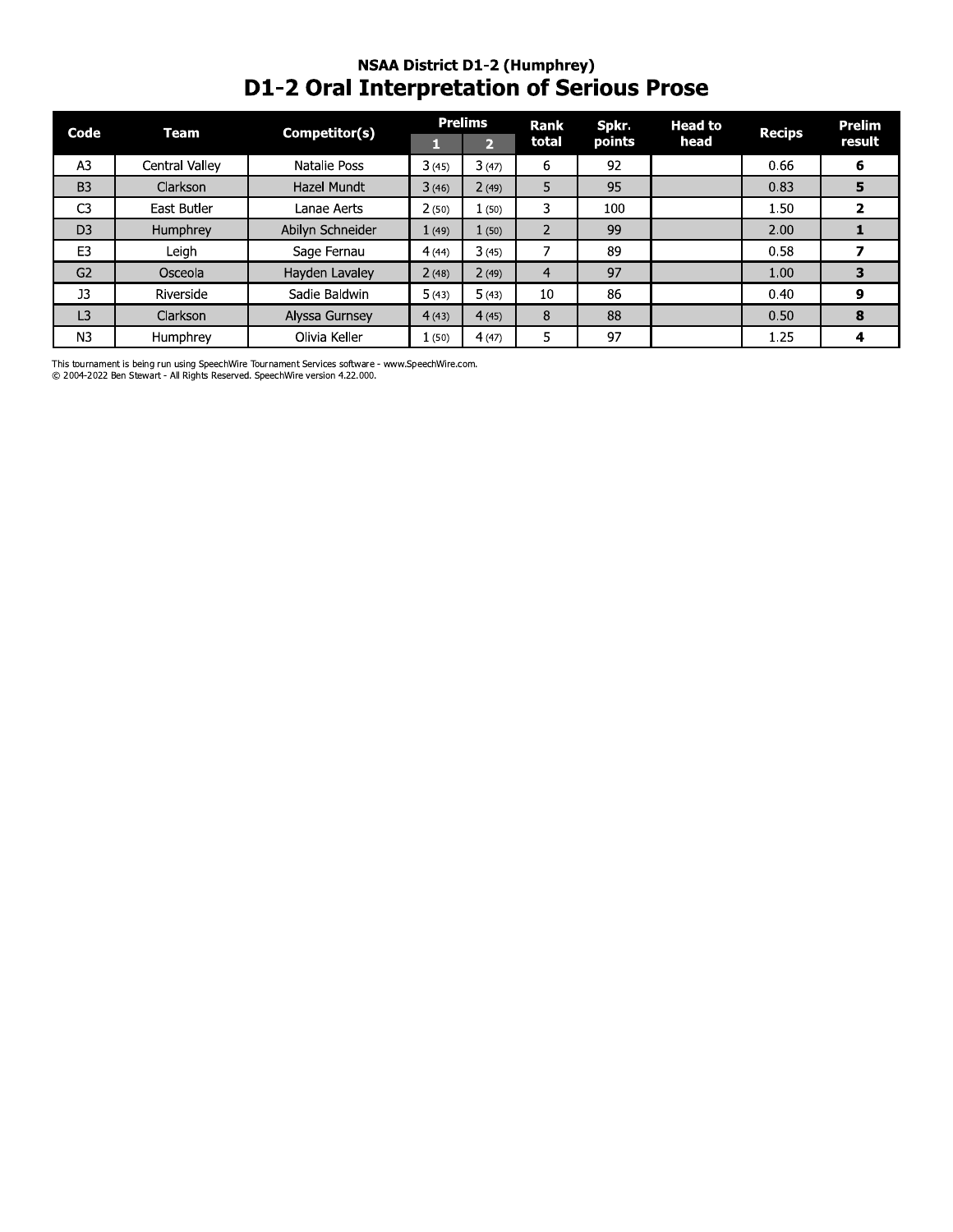## NSAA District D1-2 (Humphrey)

# D1-2 Oral Interpretation of Serious Prose

| Code | Team | Competitor(s) | Prelims | | Rank total | Spkr. points | Head to head | Recips | Prelim result |
|---|---|---|---|---|---|---|---|---|---|
| | | | 1 | 2 | | | | | |
| A3 | Central Valley | Natalie Poss | 3 (45) | 3 (47) | 6 | 92 | | 0.66 | **6** |
| B3 | Clarkson | Hazel Mundt | 3 (46) | 2 (49) | 5 | 95 | | 0.83 | **5** |
| C3 | East Butler | Lanae Aerts | 2 (50) | 1 (50) | 3 | 100 | | 1.50 | **2** |
| D3 | Humphrey | Abilyn Schneider | 1 (49) | 1 (50) | 2 | 99 | | 2.00 | **1** |
| E3 | Leigh | Sage Fernau | 4 (44) | 3 (45) | 7 | 89 | | 0.58 | **7** |
| G2 | Osceola | Hayden Lavaley | 2 (48) | 2 (49) | 4 | 97 | | 1.00 | **3** |
| J3 | Riverside | Sadie Baldwin | 5 (43) | 5 (43) | 10 | 86 | | 0.40 | **9** |
| L3 | Clarkson | Alyssa Gurnsey | 4 (43) | 4 (45) | 8 | 88 | | 0.50 | **8** |
| N3 | Humphrey | Olivia Keller | 1 (50) | 4 (47) | 5 | 97 | | 1.25 | **4** |

This tournament is being run using SpeechWire Tournament Services software - www.SpeechWire.com.
© 2004-2022 Ben Stewart - All Rights Reserved. SpeechWire version 4.22.000.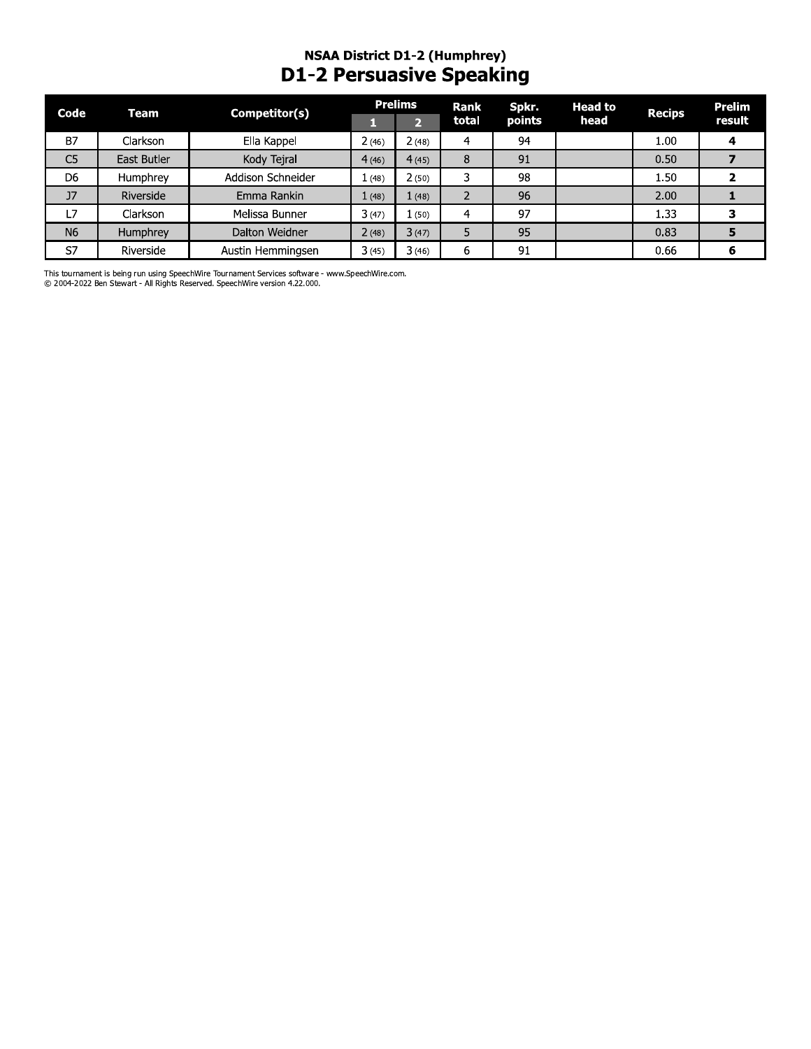## NSAA District D1-2 (Humphrey)

# D1-2 Persuasive Speaking

| Code | Team | Competitor(s) | Prelims | | Rank total | Spkr. points | Head to head | Recips | Prelim result |
|---|---|---|---|---|---|---|---|---|---|
| | | | 1 | 2 | | | | | |
| B7 | Clarkson | Ella Kappel | 2 (46) | 2 (48) | 4 | 94 | | 1.00 | **4** |
| C5 | East Butler | Kody Tejral | 4 (46) | 4 (45) | 8 | 91 | | 0.50 | **7** |
| D6 | Humphrey | Addison Schneider | 1 (48) | 2 (50) | 3 | 98 | | 1.50 | **2** |
| J7 | Riverside | Emma Rankin | 1 (48) | 1 (48) | 2 | 96 | | 2.00 | **1** |
| L7 | Clarkson | Melissa Bunner | 3 (47) | 1 (50) | 4 | 97 | | 1.33 | **3** |
| N6 | Humphrey | Dalton Weidner | 2 (48) | 3 (47) | 5 | 95 | | 0.83 | **5** |
| S7 | Riverside | Austin Hemmingsen | 3 (45) | 3 (46) | 6 | 91 | | 0.66 | **6** |

This tournament is being run using SpeechWire Tournament Services software - www.SpeechWire.com.
© 2004-2022 Ben Stewart - All Rights Reserved. SpeechWire version 4.22.000.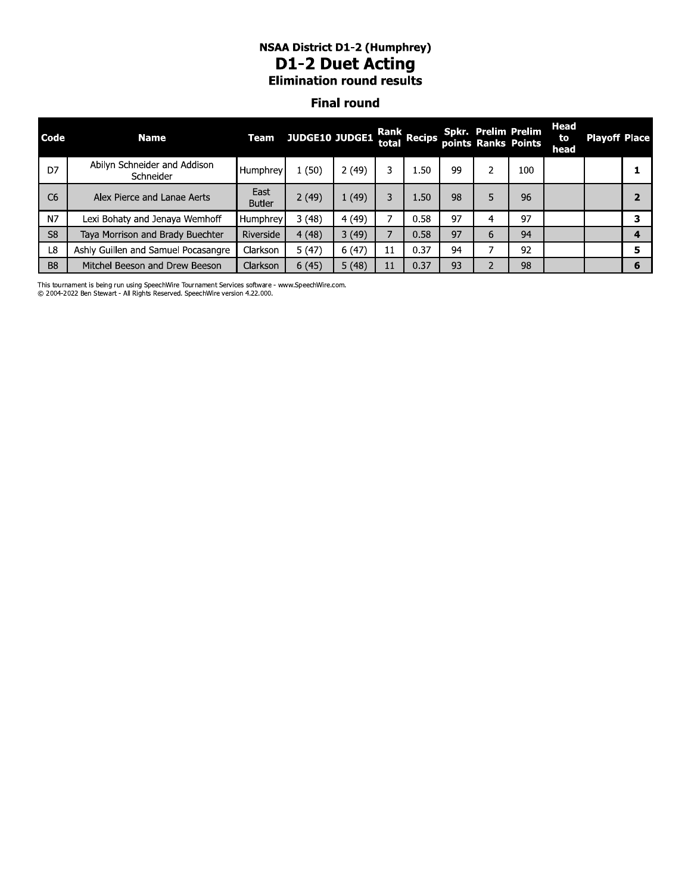### NSAA District D1-2 (Humphrey)

# D1-2 Duet Acting

### Elimination round results

### Final round

| Code | Name | Team | JUDGE10 | JUDGE1 | Rank total | Recips | Spkr. points | Prelim Ranks | Prelim Points | Head to head | Playoff | Place |
|---|---|---|---|---|---|---|---|---|---|---|---|---|
| D7 | Abilyn Schneider and Addison Schneider | Humphrey | 1 (50) | 2 (49) | 3 | 1.50 | 99 | 2 | 100 | | | **1** |
| C6 | Alex Pierce and Lanae Aerts | East Butler | 2 (49) | 1 (49) | 3 | 1.50 | 98 | 5 | 96 | | | **2** |
| N7 | Lexi Bohaty and Jenaya Wemhoff | Humphrey | 3 (48) | 4 (49) | 7 | 0.58 | 97 | 4 | 97 | | | **3** |
| S8 | Taya Morrison and Brady Buechter | Riverside | 4 (48) | 3 (49) | 7 | 0.58 | 97 | 6 | 94 | | | **4** |
| L8 | Ashly Guillen and Samuel Pocasangre | Clarkson | 5 (47) | 6 (47) | 11 | 0.37 | 94 | 7 | 92 | | | **5** |
| B8 | Mitchel Beeson and Drew Beeson | Clarkson | 6 (45) | 5 (48) | 11 | 0.37 | 93 | 2 | 98 | | | **6** |

This tournament is being run using SpeechWire Tournament Services software - www.SpeechWire.com.
© 2004-2022 Ben Stewart - All Rights Reserved. SpeechWire version 4.22.000.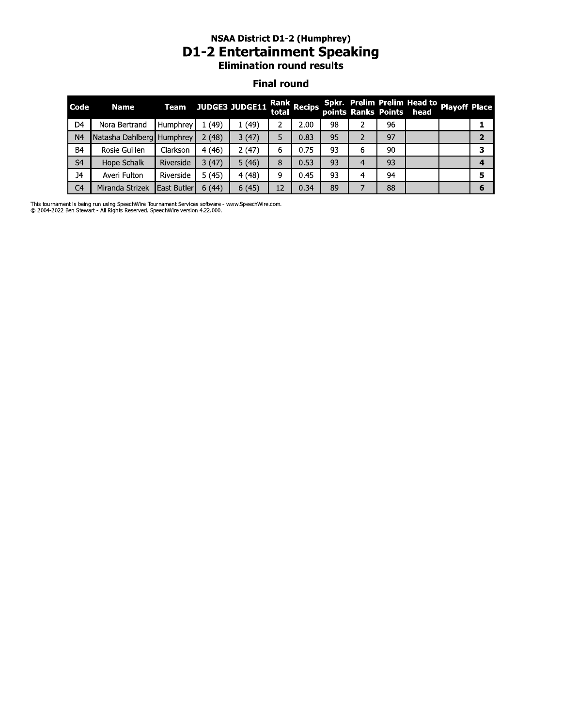### NSAA District D1-2 (Humphrey)

# D1-2 Entertainment Speaking

### Elimination round results

### Final round

| Code | Name | Team | JUDGE3 | JUDGE11 | Rank total | Recips | Spkr. points | Prelim Ranks | Prelim Points | Head to head | Playoff | Place |
|---|---|---|---|---|---|---|---|---|---|---|---|---|
| D4 | Nora Bertrand | Humphrey | 1 (49) | 1 (49) | 2 | 2.00 | 98 | 2 | 96 | | | **1** |
| N4 | Natasha Dahlberg | Humphrey | 2 (48) | 3 (47) | 5 | 0.83 | 95 | 2 | 97 | | | **2** |
| B4 | Rosie Guillen | Clarkson | 4 (46) | 2 (47) | 6 | 0.75 | 93 | 6 | 90 | | | **3** |
| S4 | Hope Schalk | Riverside | 3 (47) | 5 (46) | 8 | 0.53 | 93 | 4 | 93 | | | **4** |
| J4 | Averi Fulton | Riverside | 5 (45) | 4 (48) | 9 | 0.45 | 93 | 4 | 94 | | | **5** |
| C4 | Miranda Strizek | East Butler | 6 (44) | 6 (45) | 12 | 0.34 | 89 | 7 | 88 | | | **6** |

This tournament is being run using SpeechWire Tournament Services software - www.SpeechWire.com.
© 2004-2022 Ben Stewart - All Rights Reserved. SpeechWire version 4.22.000.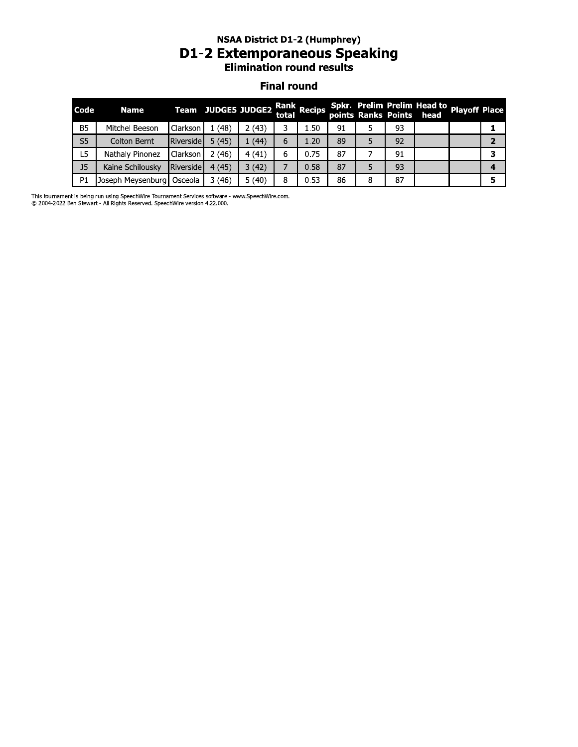**NSAA District D1-2 (Humphrey)**

# D1-2 Extemporaneous Speaking

**Elimination round results**

## Final round

| Code | Name | Team | JUDGE5 | JUDGE2 | Rank total | Recips | Spkr. points | Prelim Ranks | Prelim Points | Head to head | Playoff | Place |
|---|---|---|---|---|---|---|---|---|---|---|---|---|
| B5 | Mitchel Beeson | Clarkson | 1 (48) | 2 (43) | 3 | 1.50 | 91 | 5 | 93 | | | **1** |
| S5 | Colton Bernt | Riverside | 5 (45) | 1 (44) | 6 | 1.20 | 89 | 5 | 92 | | | **2** |
| L5 | Nathaly Pinonez | Clarkson | 2 (46) | 4 (41) | 6 | 0.75 | 87 | 7 | 91 | | | **3** |
| J5 | Kaine Schilousky | Riverside | 4 (45) | 3 (42) | 7 | 0.58 | 87 | 5 | 93 | | | **4** |
| P1 | Joseph Meysenburg | Osceola | 3 (46) | 5 (40) | 8 | 0.53 | 86 | 8 | 87 | | | **5** |

This tournament is being run using SpeechWire Tournament Services software - www.SpeechWire.com.
© 2004-2022 Ben Stewart - All Rights Reserved. SpeechWire version 4.22.000.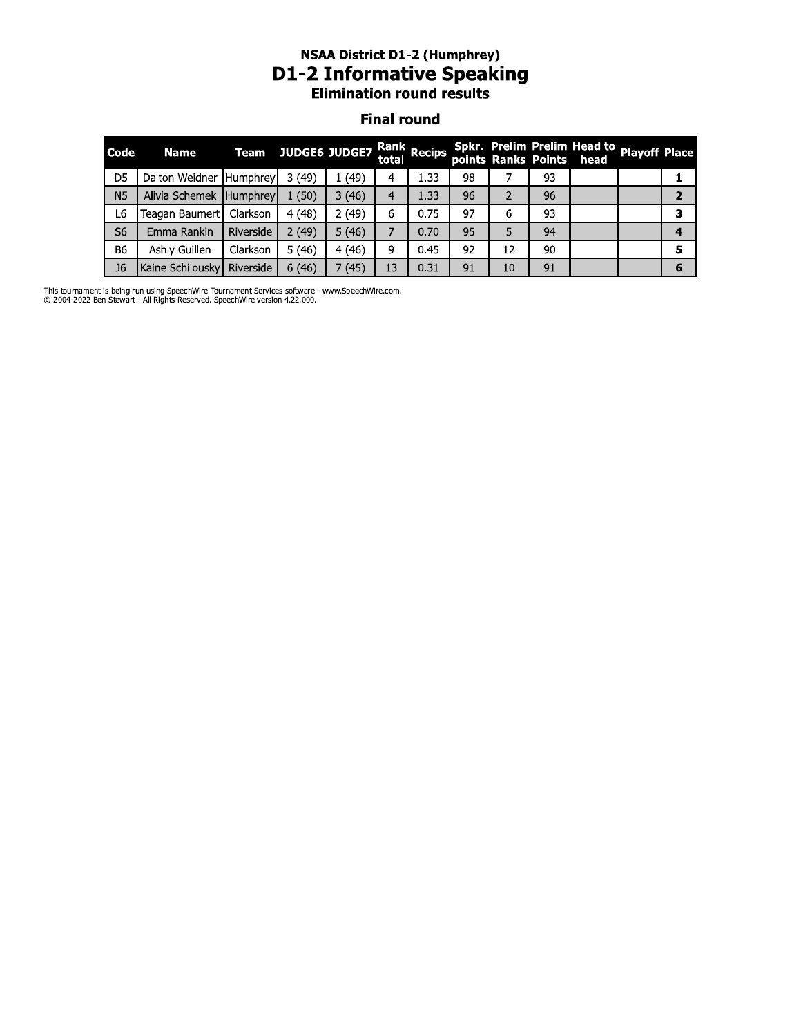### NSAA District D1-2 (Humphrey)

# D1-2 Informative Speaking

### Elimination round results

## Final round

| Code | Name | Team | JUDGE6 | JUDGE7 | Rank total | Recips | Spkr. points | Prelim Ranks | Prelim Points | Head to head | Playoff | Place |
|---|---|---|---|---|---|---|---|---|---|---|---|---|
| D5 | Dalton Weidner | Humphrey | 3 (49) | 1 (49) | 4 | 1.33 | 98 | 7 | 93 | | | 1 |
| N5 | Alivia Schemek | Humphrey | 1 (50) | 3 (46) | 4 | 1.33 | 96 | 2 | 96 | | | 2 |
| L6 | Teagan Baumert | Clarkson | 4 (48) | 2 (49) | 6 | 0.75 | 97 | 6 | 93 | | | 3 |
| S6 | Emma Rankin | Riverside | 2 (49) | 5 (46) | 7 | 0.70 | 95 | 5 | 94 | | | 4 |
| B6 | Ashly Guillen | Clarkson | 5 (46) | 4 (46) | 9 | 0.45 | 92 | 12 | 90 | | | 5 |
| J6 | Kaine Schilousky | Riverside | 6 (46) | 7 (45) | 13 | 0.31 | 91 | 10 | 91 | | | 6 |

This tournament is being run using SpeechWire Tournament Services software - www.SpeechWire.com.
© 2004-2022 Ben Stewart - All Rights Reserved. SpeechWire version 4.22.000.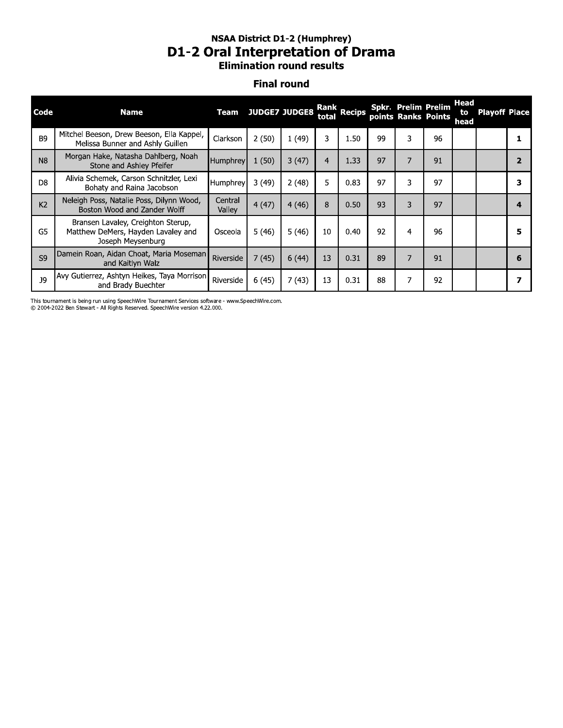### NSAA District D1-2 (Humphrey)

# D1-2 Oral Interpretation of Drama

### Elimination round results

## Final round

| Code | Name | Team | JUDGE7 | JUDGE8 | Rank total | Recips | Spkr. points | Prelim Ranks | Prelim Points | Head to head | Playoff | Place |
|---|---|---|---|---|---|---|---|---|---|---|---|---|
| B9 | Mitchel Beeson, Drew Beeson, Ella Kappel, Melissa Bunner and Ashly Guillen | Clarkson | 2 (50) | 1 (49) | 3 | 1.50 | 99 | 3 | 96 | | | 1 |
| N8 | Morgan Hake, Natasha Dahlberg, Noah Stone and Ashley Pfeifer | Humphrey | 1 (50) | 3 (47) | 4 | 1.33 | 97 | 7 | 91 | | | 2 |
| D8 | Alivia Schemek, Carson Schnitzler, Lexi Bohaty and Raina Jacobson | Humphrey | 3 (49) | 2 (48) | 5 | 0.83 | 97 | 3 | 97 | | | 3 |
| K2 | Neleigh Poss, Natalie Poss, Dilynn Wood, Boston Wood and Zander Wolff | Central Valley | 4 (47) | 4 (46) | 8 | 0.50 | 93 | 3 | 97 | | | 4 |
| G5 | Bransen Lavaley, Creighton Sterup, Matthew DeMers, Hayden Lavaley and Joseph Meysenburg | Osceola | 5 (46) | 5 (46) | 10 | 0.40 | 92 | 4 | 96 | | | 5 |
| S9 | Damein Roan, Aidan Choat, Maria Moseman and Kaitlyn Walz | Riverside | 7 (45) | 6 (44) | 13 | 0.31 | 89 | 7 | 91 | | | 6 |
| J9 | Avy Gutierrez, Ashtyn Heikes, Taya Morrison and Brady Buechter | Riverside | 6 (45) | 7 (43) | 13 | 0.31 | 88 | 7 | 92 | | | 7 |

This tournament is being run using SpeechWire Tournament Services software - www.SpeechWire.com.
© 2004-2022 Ben Stewart - All Rights Reserved. SpeechWire version 4.22.000.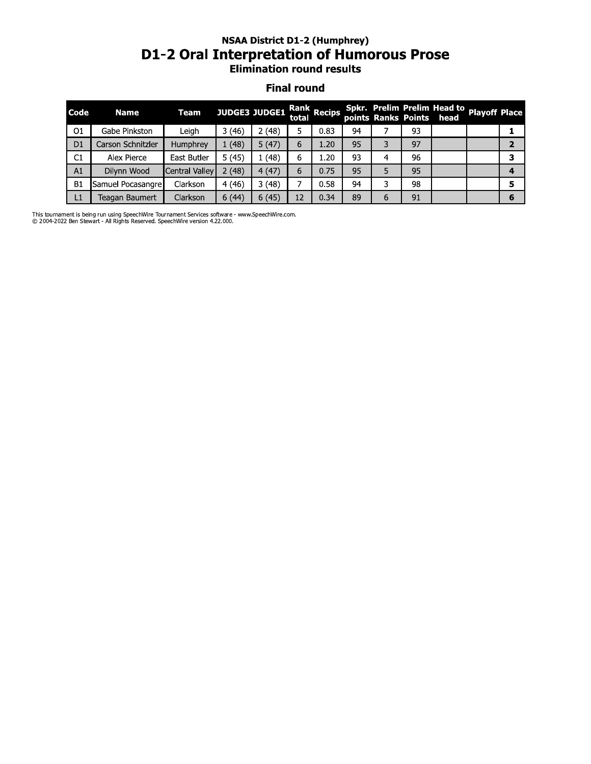## NSAA District D1-2 (Humphrey)

# D1-2 Oral Interpretation of Humorous Prose

### Elimination round results

### Final round

| Code | Name | Team | JUDGE3 | JUDGE1 | Rank total | Recips | Spkr. points | Prelim Ranks | Prelim Points | Head to head | Playoff | Place |
|---|---|---|---|---|---|---|---|---|---|---|---|---|
| O1 | Gabe Pinkston | Leigh | 3 (46) | 2 (48) | 5 | 0.83 | 94 | 7 | 93 | | | **1** |
| D1 | Carson Schnitzler | Humphrey | 1 (48) | 5 (47) | 6 | 1.20 | 95 | 3 | 97 | | | **2** |
| C1 | Alex Pierce | East Butler | 5 (45) | 1 (48) | 6 | 1.20 | 93 | 4 | 96 | | | **3** |
| A1 | Dilynn Wood | Central Valley | 2 (48) | 4 (47) | 6 | 0.75 | 95 | 5 | 95 | | | **4** |
| B1 | Samuel Pocasangre | Clarkson | 4 (46) | 3 (48) | 7 | 0.58 | 94 | 3 | 98 | | | **5** |
| L1 | Teagan Baumert | Clarkson | 6 (44) | 6 (45) | 12 | 0.34 | 89 | 6 | 91 | | | **6** |

This tournament is being run using SpeechWire Tournament Services software - www.SpeechWire.com.
© 2004-2022 Ben Stewart - All Rights Reserved. SpeechWire version 4.22.000.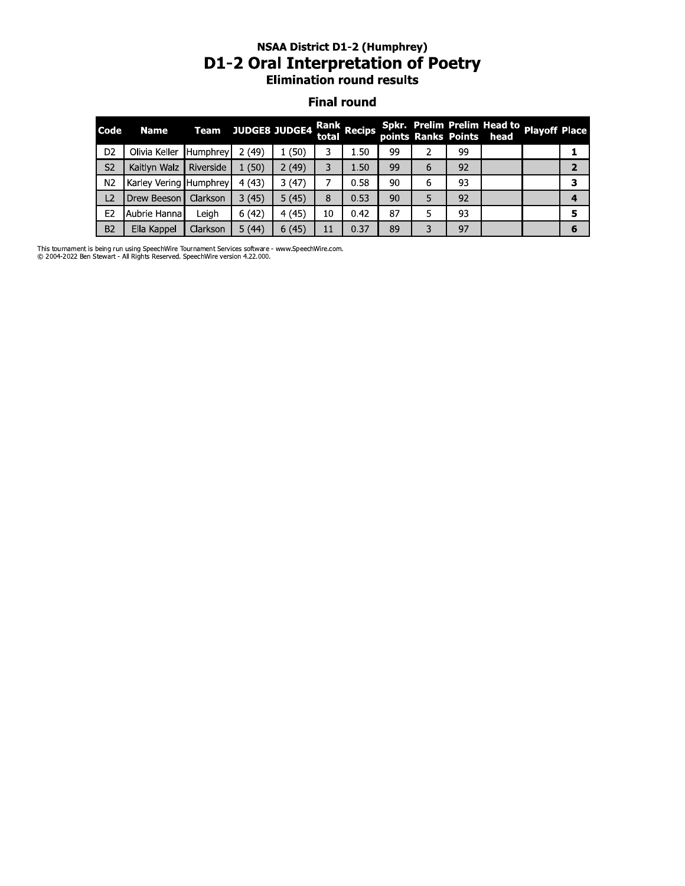# NSAA District D1-2 (Humphrey)

## D1-2 Oral Interpretation of Poetry

### Elimination round results

### Final round

| Code | Name | Team | JUDGE8 | JUDGE4 | Rank total | Recips | Spkr. points | Prelim Ranks | Prelim Points | Head to head | Playoff | Place |
|---|---|---|---|---|---|---|---|---|---|---|---|---|
| D2 | Olivia Keller | Humphrey | 2 (49) | 1 (50) | 3 | 1.50 | 99 | 2 | 99 | | | **1** |
| S2 | Kaitlyn Walz | Riverside | 1 (50) | 2 (49) | 3 | 1.50 | 99 | 6 | 92 | | | **2** |
| N2 | Karley Vering | Humphrey | 4 (43) | 3 (47) | 7 | 0.58 | 90 | 6 | 93 | | | **3** |
| L2 | Drew Beeson | Clarkson | 3 (45) | 5 (45) | 8 | 0.53 | 90 | 5 | 92 | | | **4** |
| E2 | Aubrie Hanna | Leigh | 6 (42) | 4 (45) | 10 | 0.42 | 87 | 5 | 93 | | | **5** |
| B2 | Ella Kappel | Clarkson | 5 (44) | 6 (45) | 11 | 0.37 | 89 | 3 | 97 | | | **6** |

This tournament is being run using SpeechWire Tournament Services software - www.SpeechWire.com.
© 2004-2022 Ben Stewart - All Rights Reserved. SpeechWire version 4.22.000.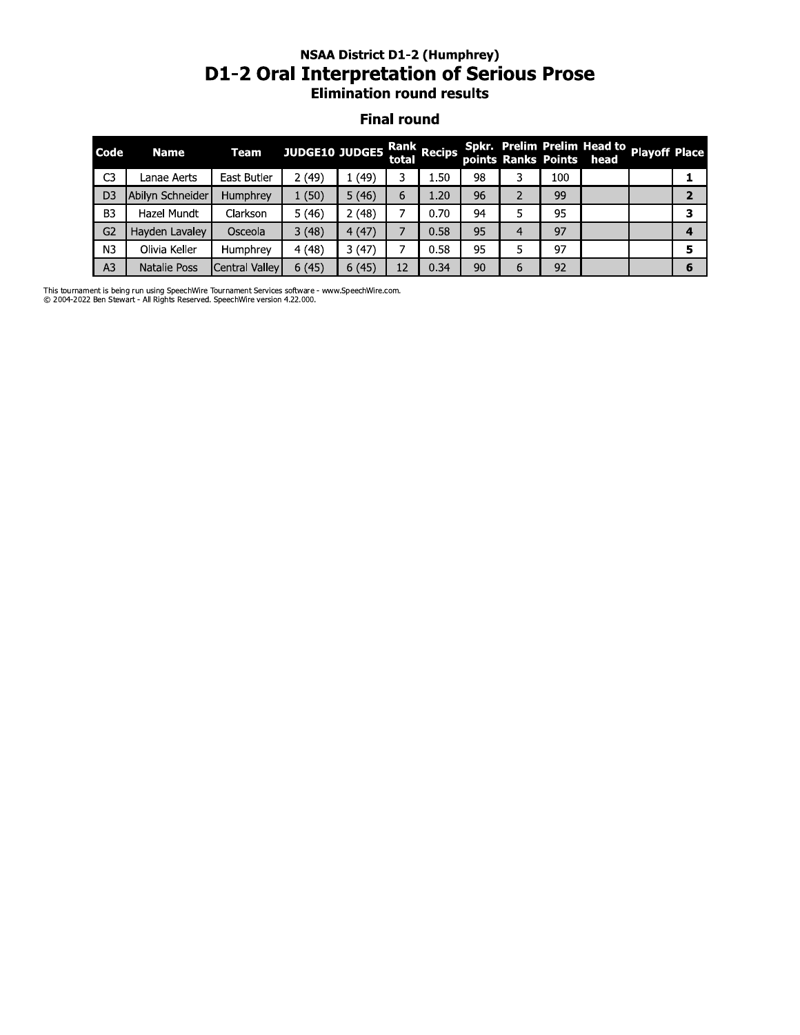**NSAA District D1-2 (Humphrey)**

# D1-2 Oral Interpretation of Serious Prose

**Elimination round results**

## Final round

| Code | Name | Team | JUDGE10 | JUDGE5 | Rank total | Recips | Spkr. points | Prelim Ranks | Prelim Points | Head to head | Playoff | Place |
|---|---|---|---|---|---|---|---|---|---|---|---|---|
| C3 | Lanae Aerts | East Butler | 2 (49) | 1 (49) | 3 | 1.50 | 98 | 3 | 100 | | | **1** |
| D3 | Abilyn Schneider | Humphrey | 1 (50) | 5 (46) | 6 | 1.20 | 96 | 2 | 99 | | | **2** |
| B3 | Hazel Mundt | Clarkson | 5 (46) | 2 (48) | 7 | 0.70 | 94 | 5 | 95 | | | **3** |
| G2 | Hayden Lavaley | Osceola | 3 (48) | 4 (47) | 7 | 0.58 | 95 | 4 | 97 | | | **4** |
| N3 | Olivia Keller | Humphrey | 4 (48) | 3 (47) | 7 | 0.58 | 95 | 5 | 97 | | | **5** |
| A3 | Natalie Poss | Central Valley | 6 (45) | 6 (45) | 12 | 0.34 | 90 | 6 | 92 | | | **6** |

This tournament is being run using SpeechWire Tournament Services software - www.SpeechWire.com.
© 2004-2022 Ben Stewart - All Rights Reserved. SpeechWire version 4.22.000.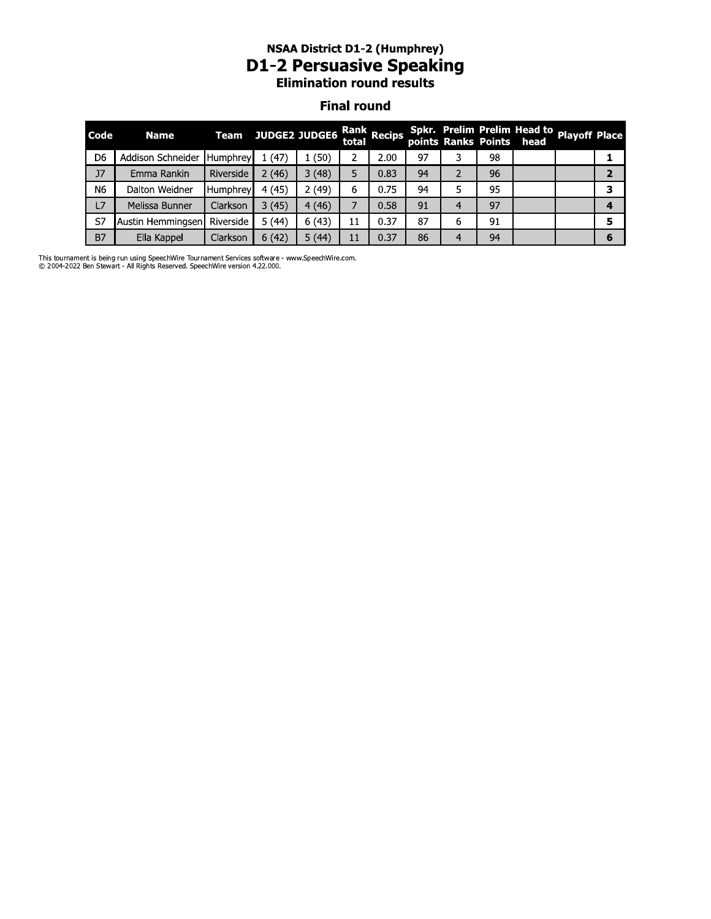NSAA District D1-2 (Humphrey)

# D1-2 Persuasive Speaking

## Elimination round results

### Final round

| Code | Name | Team | JUDGE2 | JUDGE6 | Rank total | Recips | Spkr. points | Prelim Ranks | Prelim Points | Head to head | Playoff | Place |
|---|---|---|---|---|---|---|---|---|---|---|---|---|
| D6 | Addison Schneider | Humphrey | 1 (47) | 1 (50) | 2 | 2.00 | 97 | 3 | 98 | | | 1 |
| J7 | Emma Rankin | Riverside | 2 (46) | 3 (48) | 5 | 0.83 | 94 | 2 | 96 | | | 2 |
| N6 | Dalton Weidner | Humphrey | 4 (45) | 2 (49) | 6 | 0.75 | 94 | 5 | 95 | | | 3 |
| L7 | Melissa Bunner | Clarkson | 3 (45) | 4 (46) | 7 | 0.58 | 91 | 4 | 97 | | | 4 |
| S7 | Austin Hemmingsen | Riverside | 5 (44) | 6 (43) | 11 | 0.37 | 87 | 6 | 91 | | | 5 |
| B7 | Ella Kappel | Clarkson | 6 (42) | 5 (44) | 11 | 0.37 | 86 | 4 | 94 | | | 6 |

This tournament is being run using SpeechWire Tournament Services software - www.SpeechWire.com.
© 2004-2022 Ben Stewart - All Rights Reserved. SpeechWire version 4.22.000.